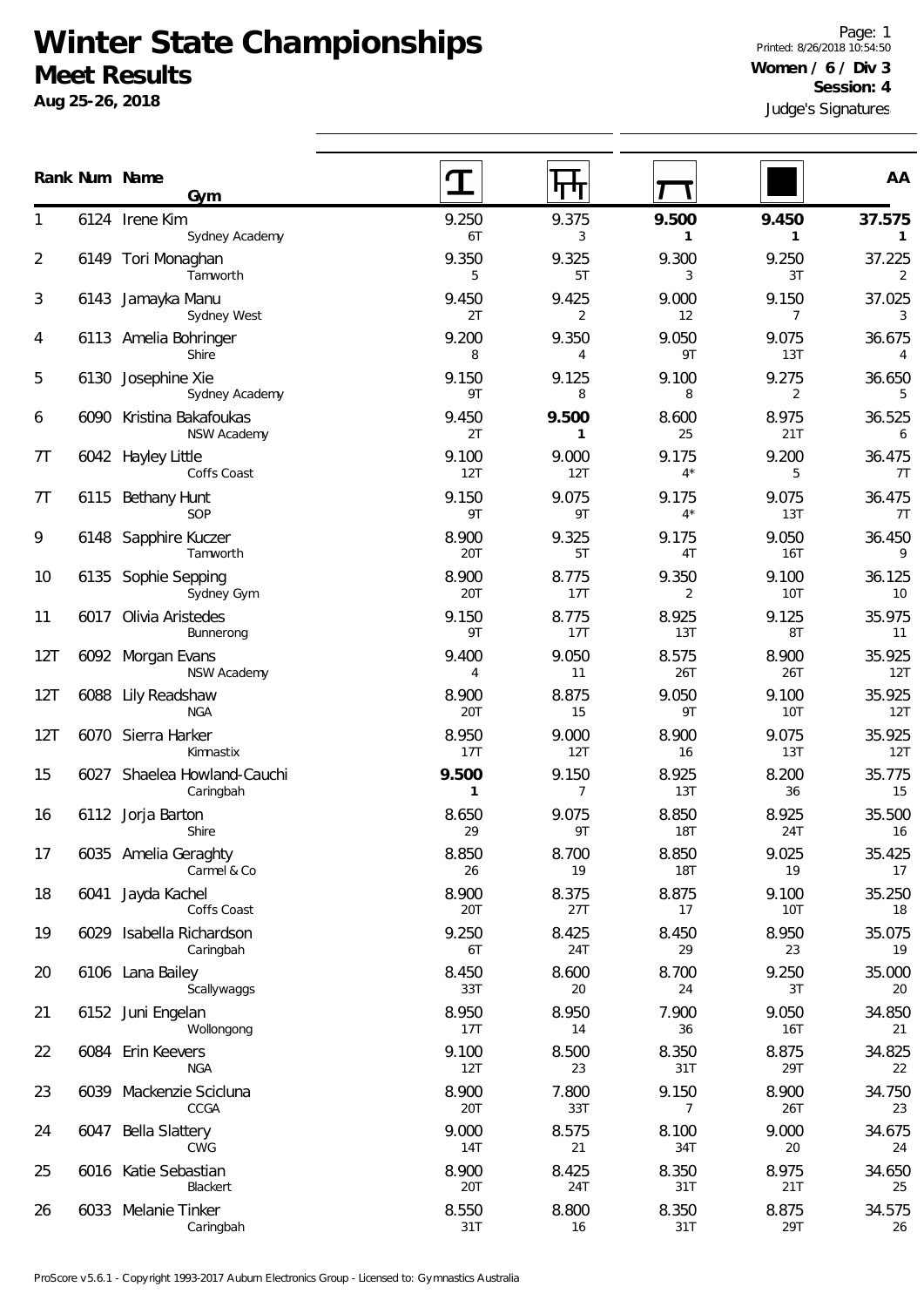# Winter State Championships

## Meet Results

**Aug 25-26, 2018**

Printed: 8/26/2018 10:54:50

**Women / 6 / Div 3**

**Session: 4**

Judge's Signatures

| Rank | Num | Name / Gym | Vault | Bars | Beam | Floor | AA |
|---|---|---|---|---|---|---|---|
| 1 | 6124 | Irene Kim<br>Sydney Academy | 9.250<br>6T | 9.375<br>3 | **9.500**<br>**1** | **9.450**<br>**1** | **37.575**<br>**1** |
| 2 | 6149 | Tori Monaghan<br>Tamworth | 9.350<br>5 | 9.325<br>5T | 9.300<br>3 | 9.250<br>3T | 37.225<br>2 |
| 3 | 6143 | Jamayka Manu<br>Sydney West | 9.450<br>2T | 9.425<br>2 | 9.000<br>12 | 9.150<br>7 | 37.025<br>3 |
| 4 | 6113 | Amelia Bohringer<br>Shire | 9.200<br>8 | 9.350<br>4 | 9.050<br>9T | 9.075<br>13T | 36.675<br>4 |
| 5 | 6130 | Josephine Xie<br>Sydney Academy | 9.150<br>9T | 9.125<br>8 | 9.100<br>8 | 9.275<br>2 | 36.650<br>5 |
| 6 | 6090 | Kristina Bakafoukas<br>NSW Academy | 9.450<br>2T | **9.500**<br>**1** | 8.600<br>25 | 8.975<br>21T | 36.525<br>6 |
| 7T | 6042 | Hayley Little<br>Coffs Coast | 9.100<br>12T | 9.000<br>12T | 9.175<br>4* | 9.200<br>5 | 36.475<br>7T |
| 7T | 6115 | Bethany Hunt<br>SOP | 9.150<br>9T | 9.075<br>9T | 9.175<br>4* | 9.075<br>13T | 36.475<br>7T |
| 9 | 6148 | Sapphire Kuczer<br>Tamworth | 8.900<br>20T | 9.325<br>5T | 9.175<br>4T | 9.050<br>16T | 36.450<br>9 |
| 10 | 6135 | Sophie Sepping<br>Sydney Gym | 8.900<br>20T | 8.775<br>17T | 9.350<br>2 | 9.100<br>10T | 36.125<br>10 |
| 11 | 6017 | Olivia Aristedes<br>Bunnerong | 9.150<br>9T | 8.775<br>17T | 8.925<br>13T | 9.125<br>8T | 35.975<br>11 |
| 12T | 6092 | Morgan Evans<br>NSW Academy | 9.400<br>4 | 9.050<br>11 | 8.575<br>26T | 8.900<br>26T | 35.925<br>12T |
| 12T | 6088 | Lily Readshaw<br>NGA | 8.900<br>20T | 8.875<br>15 | 9.050<br>9T | 9.100<br>10T | 35.925<br>12T |
| 12T | 6070 | Sierra Harker<br>Kinnastix | 8.950<br>17T | 9.000<br>12T | 8.900<br>16 | 9.075<br>13T | 35.925<br>12T |
| 15 | 6027 | Shaelea Howland-Cauchi<br>Caringbah | **9.500**<br>**1** | 9.150<br>7 | 8.925<br>13T | 8.200<br>36 | 35.775<br>15 |
| 16 | 6112 | Jorja Barton<br>Shire | 8.650<br>29 | 9.075<br>9T | 8.850<br>18T | 8.925<br>24T | 35.500<br>16 |
| 17 | 6035 | Amelia Geraghty<br>Carmel & Co | 8.850<br>26 | 8.700<br>19 | 8.850<br>18T | 9.025<br>19 | 35.425<br>17 |
| 18 | 6041 | Jayda Kachel<br>Coffs Coast | 8.900<br>20T | 8.375<br>27T | 8.875<br>17 | 9.100<br>10T | 35.250<br>18 |
| 19 | 6029 | Isabella Richardson<br>Caringbah | 9.250<br>6T | 8.425<br>24T | 8.450<br>29 | 8.950<br>23 | 35.075<br>19 |
| 20 | 6106 | Lana Bailey<br>Scallywaggs | 8.450<br>33T | 8.600<br>20 | 8.700<br>24 | 9.250<br>3T | 35.000<br>20 |
| 21 | 6152 | Juni Engelan<br>Wollongong | 8.950<br>17T | 8.950<br>14 | 7.900<br>36 | 9.050<br>16T | 34.850<br>21 |
| 22 | 6084 | Erin Keevers<br>NGA | 9.100<br>12T | 8.500<br>23 | 8.350<br>31T | 8.875<br>29T | 34.825<br>22 |
| 23 | 6039 | Mackenzie Scicluna<br>CCGA | 8.900<br>20T | 7.800<br>33T | 9.150<br>7 | 8.900<br>26T | 34.750<br>23 |
| 24 | 6047 | Bella Slattery<br>CWG | 9.000<br>14T | 8.575<br>21 | 8.100<br>34T | 9.000<br>20 | 34.675<br>24 |
| 25 | 6016 | Katie Sebastian<br>Blackert | 8.900<br>20T | 8.425<br>24T | 8.350<br>31T | 8.975<br>21T | 34.650<br>25 |
| 26 | 6033 | Melanie Tinker<br>Caringbah | 8.550<br>31T | 8.800<br>16 | 8.350<br>31T | 8.875<br>29T | 34.575<br>26 |

ProScore v5.6.1 - Copyright 1993-2017 Auburn Electronics Group - Licensed to: Gymnastics Australia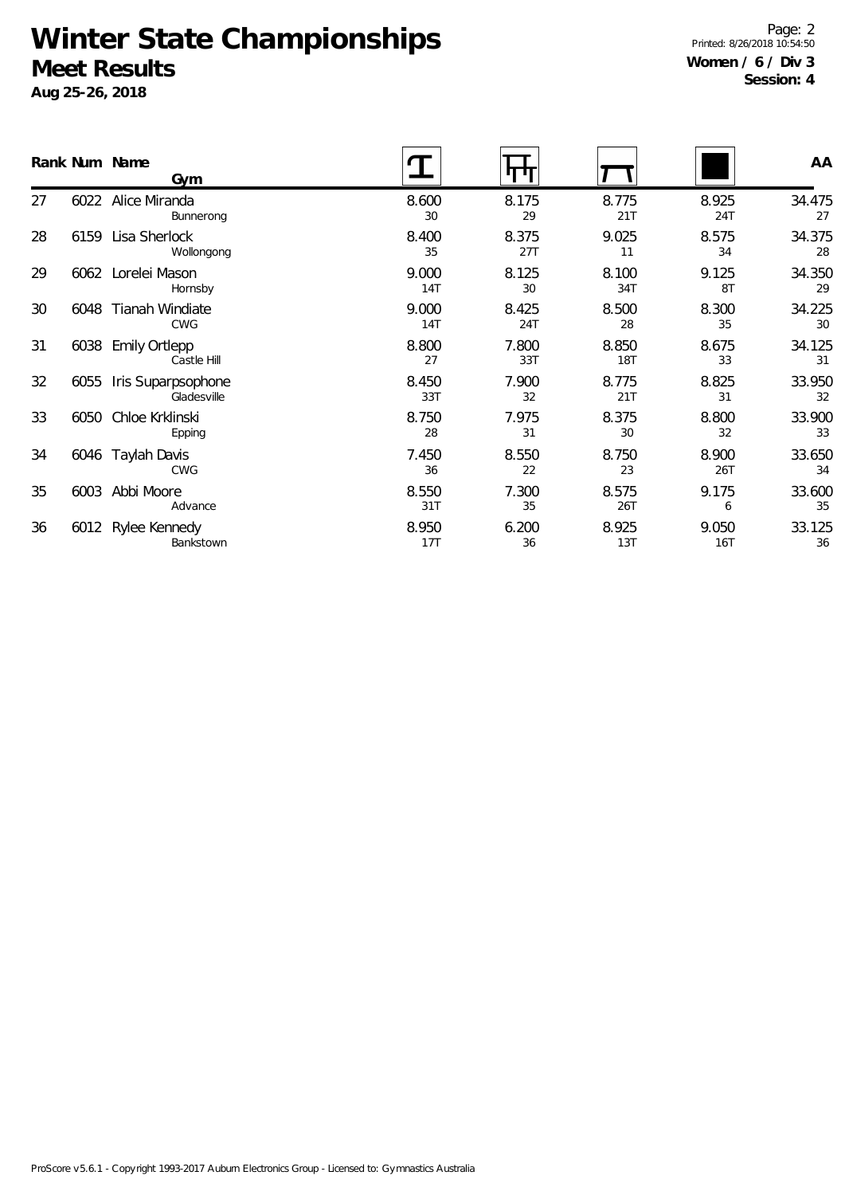# Winter State Championships

## Meet Results

**Aug 25-26, 2018**

**Women / 6 / Div 3**
**Session: 4**

| Rank | Num | Name / Gym | Vault | Bars | Beam | Floor | AA |
|---|---|---|---|---|---|---|---|
| 27 | 6022 | Alice Miranda<br>Bunnerong | 8.600<br>30 | 8.175<br>29 | 8.775<br>21T | 8.925<br>24T | 34.475<br>27 |
| 28 | 6159 | Lisa Sherlock<br>Wollongong | 8.400<br>35 | 8.375<br>27T | 9.025<br>11 | 8.575<br>34 | 34.375<br>28 |
| 29 | 6062 | Lorelei Mason<br>Hornsby | 9.000<br>14T | 8.125<br>30 | 8.100<br>34T | 9.125<br>8T | 34.350<br>29 |
| 30 | 6048 | Tianah Windiate<br>CWG | 9.000<br>14T | 8.425<br>24T | 8.500<br>28 | 8.300<br>35 | 34.225<br>30 |
| 31 | 6038 | Emily Ortlepp<br>Castle Hill | 8.800<br>27 | 7.800<br>33T | 8.850<br>18T | 8.675<br>33 | 34.125<br>31 |
| 32 | 6055 | Iris Suparpsophone<br>Gladesville | 8.450<br>33T | 7.900<br>32 | 8.775<br>21T | 8.825<br>31 | 33.950<br>32 |
| 33 | 6050 | Chloe Krklinski<br>Epping | 8.750<br>28 | 7.975<br>31 | 8.375<br>30 | 8.800<br>32 | 33.900<br>33 |
| 34 | 6046 | Taylah Davis<br>CWG | 7.450<br>36 | 8.550<br>22 | 8.750<br>23 | 8.900<br>26T | 33.650<br>34 |
| 35 | 6003 | Abbi Moore<br>Advance | 8.550<br>31T | 7.300<br>35 | 8.575<br>26T | 9.175<br>6 | 33.600<br>35 |
| 36 | 6012 | Rylee Kennedy<br>Bankstown | 8.950<br>17T | 6.200<br>36 | 8.925<br>13T | 9.050<br>16T | 33.125<br>36 |

ProScore v5.6.1 - Copyright 1993-2017 Auburn Electronics Group - Licensed to: Gymnastics Australia